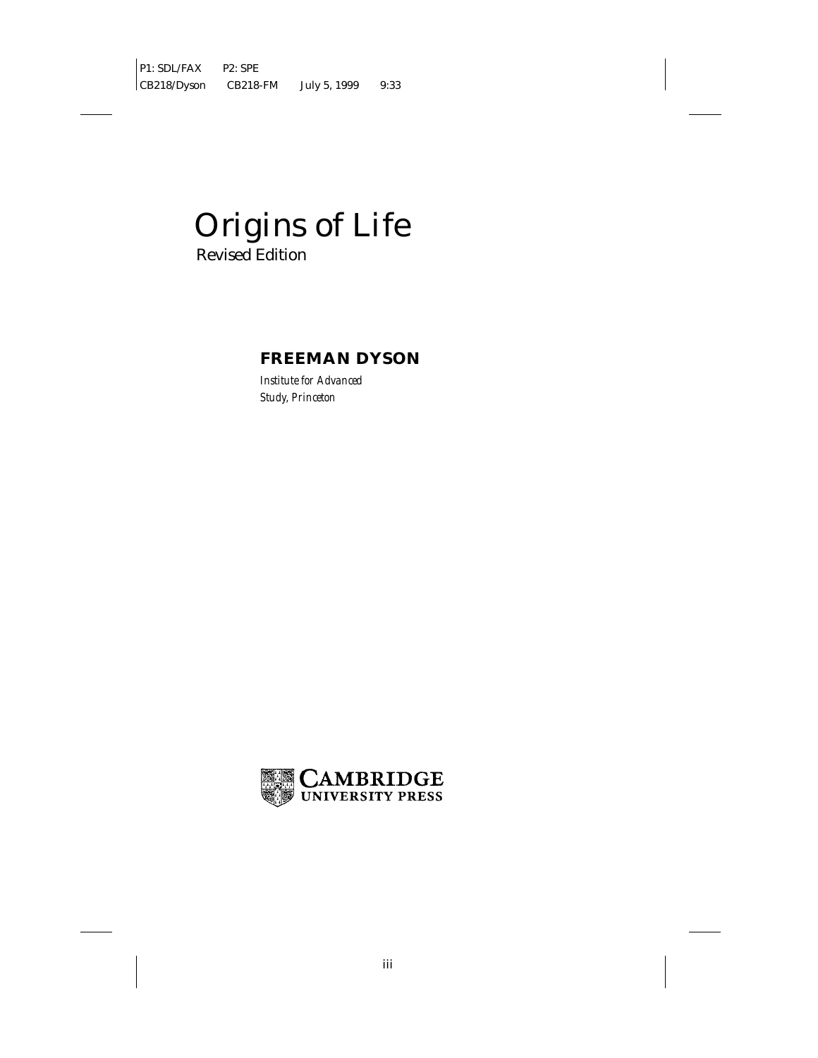# Origins of Life

Revised Edition

**FREEMAN DYSON**

*Institute for Advanced Study, Princeton*

CAMBRIDGE UNIVERSITY PRESS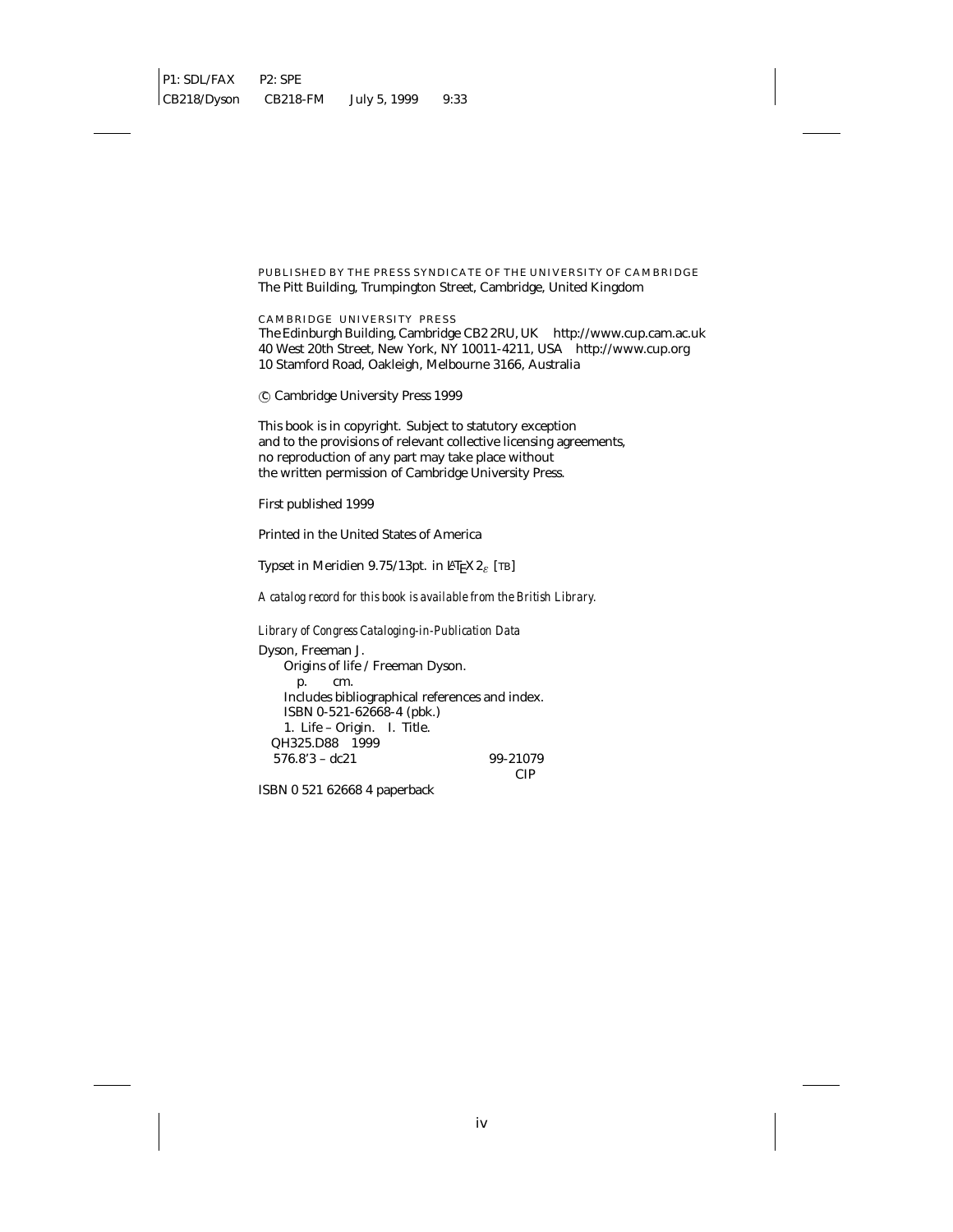PUBLISHED BY THE PRESS SYNDICATE OF THE UNIVERSITY OF CAMBRIDGE
The Pitt Building, Trumpington Street, Cambridge, United Kingdom

CAMBRIDGE UNIVERSITY PRESS
The Edinburgh Building, Cambridge CB2 2RU, UK http://www.cup.cam.ac.uk
40 West 20th Street, New York, NY 10011-4211, USA http://www.cup.org
10 Stamford Road, Oakleigh, Melbourne 3166, Australia

© Cambridge University Press 1999

This book is in copyright. Subject to statutory exception
and to the provisions of relevant collective licensing agreements,
no reproduction of any part may take place without
the written permission of Cambridge University Press.

First published 1999

Printed in the United States of America

Typeset in Meridien 9.75/13pt. in LaTeX $2_\varepsilon$ [TB]

*A catalog record for this book is available from the British Library.*

*Library of Congress Cataloging-in-Publication Data*

Dyson, Freeman J.
Origins of life / Freeman Dyson.
p. cm.
Includes bibliographical references and index.
ISBN 0-521-62668-4 (pbk.)
1. Life – Origin. I. Title.
QH325.D88 1999
576.8'3 – dc21 99-21079
CIP

ISBN 0 521 62668 4 paperback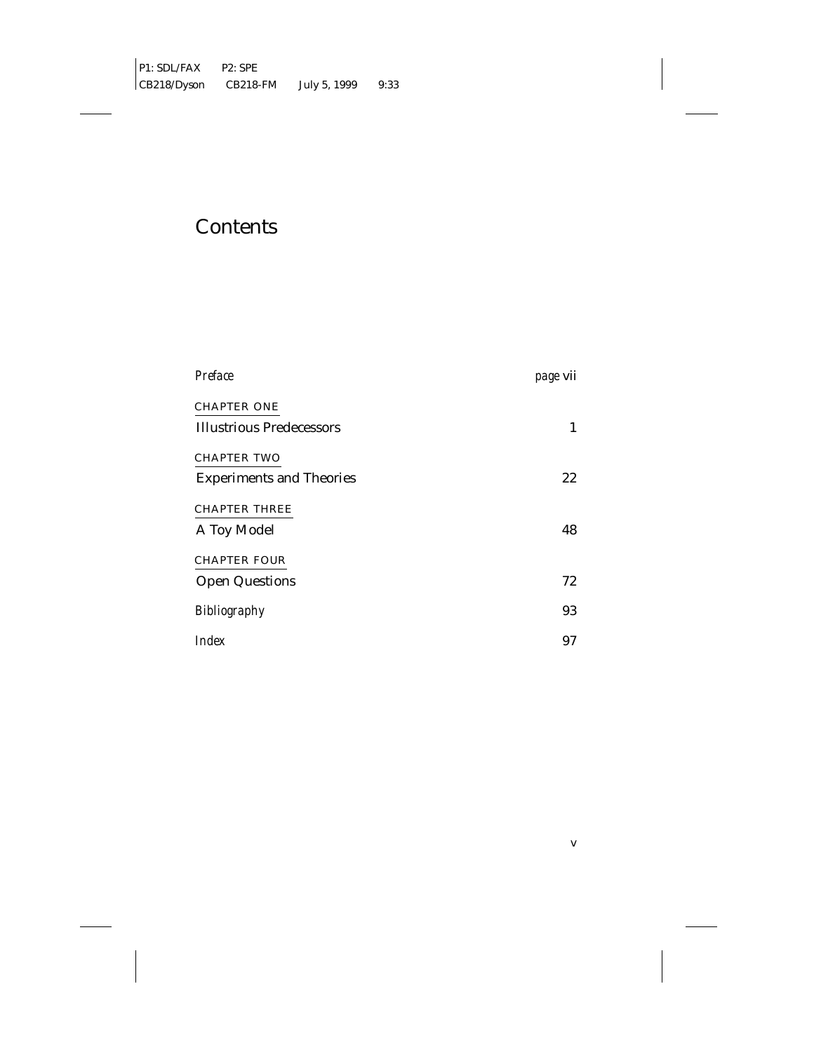# Contents

*Preface* *page* vii

CHAPTER ONE
Illustrious Predecessors 1

CHAPTER TWO
Experiments and Theories 22

CHAPTER THREE
A Toy Model 48

CHAPTER FOUR
Open Questions 72

*Bibliography* 93

*Index* 97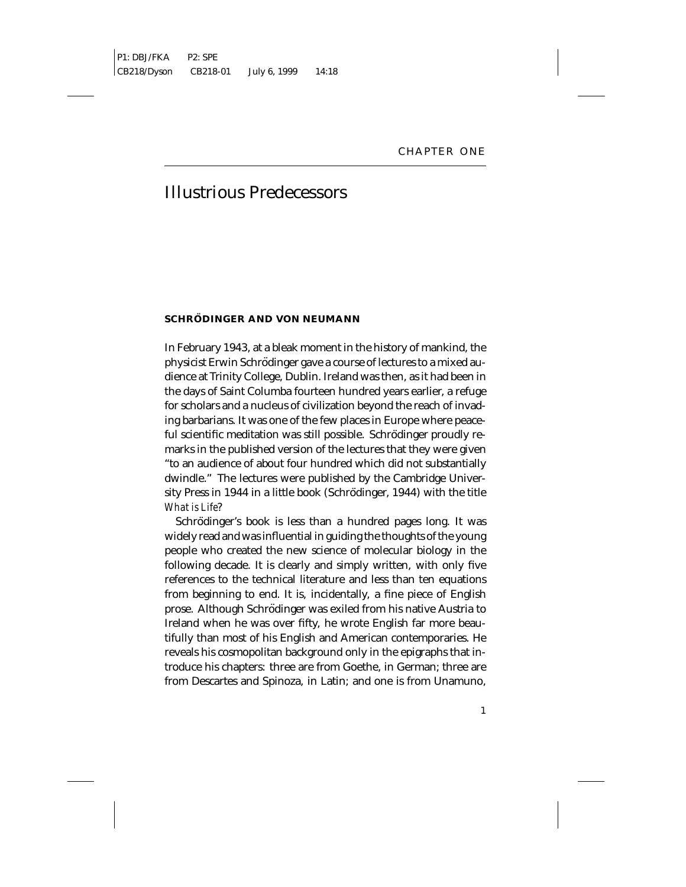# CHAPTER ONE

# Illustrious Predecessors

### SCHRÖDINGER AND VON NEUMANN

In February 1943, at a bleak moment in the history of mankind, the physicist Erwin Schrödinger gave a course of lectures to a mixed audience at Trinity College, Dublin. Ireland was then, as it had been in the days of Saint Columba fourteen hundred years earlier, a refuge for scholars and a nucleus of civilization beyond the reach of invading barbarians. It was one of the few places in Europe where peaceful scientific meditation was still possible. Schrödinger proudly remarks in the published version of the lectures that they were given "to an audience of about four hundred which did not substantially dwindle." The lectures were published by the Cambridge University Press in 1944 in a little book (Schrödinger, 1944) with the title *What is Life*?

Schrödinger's book is less than a hundred pages long. It was widely read and was influential in guiding the thoughts of the young people who created the new science of molecular biology in the following decade. It is clearly and simply written, with only five references to the technical literature and less than ten equations from beginning to end. It is, incidentally, a fine piece of English prose. Although Schrödinger was exiled from his native Austria to Ireland when he was over fifty, he wrote English far more beautifully than most of his English and American contemporaries. He reveals his cosmopolitan background only in the epigraphs that introduce his chapters: three are from Goethe, in German; three are from Descartes and Spinoza, in Latin; and one is from Unamuno,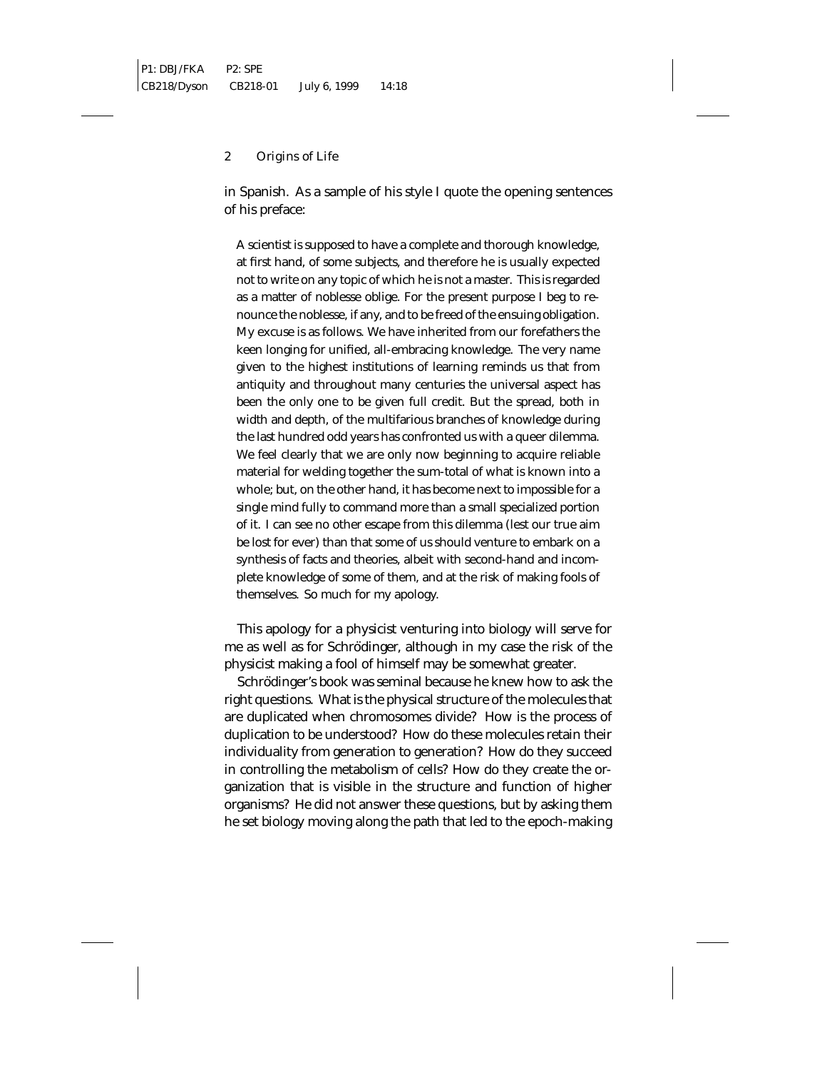in Spanish. As a sample of his style I quote the opening sentences of his preface:

> A scientist is supposed to have a complete and thorough knowledge, at first hand, of some subjects, and therefore he is usually expected not to write on any topic of which he is not a master. This is regarded as a matter of noblesse oblige. For the present purpose I beg to renounce the noblesse, if any, and to be freed of the ensuing obligation. My excuse is as follows. We have inherited from our forefathers the keen longing for unified, all-embracing knowledge. The very name given to the highest institutions of learning reminds us that from antiquity and throughout many centuries the universal aspect has been the only one to be given full credit. But the spread, both in width and depth, of the multifarious branches of knowledge during the last hundred odd years has confronted us with a queer dilemma. We feel clearly that we are only now beginning to acquire reliable material for welding together the sum-total of what is known into a whole; but, on the other hand, it has become next to impossible for a single mind fully to command more than a small specialized portion of it. I can see no other escape from this dilemma (lest our true aim be lost for ever) than that some of us should venture to embark on a synthesis of facts and theories, albeit with second-hand and incomplete knowledge of some of them, and at the risk of making fools of themselves. So much for my apology.

This apology for a physicist venturing into biology will serve for me as well as for Schrödinger, although in my case the risk of the physicist making a fool of himself may be somewhat greater.

Schrödinger's book was seminal because he knew how to ask the right questions. What is the physical structure of the molecules that are duplicated when chromosomes divide? How is the process of duplication to be understood? How do these molecules retain their individuality from generation to generation? How do they succeed in controlling the metabolism of cells? How do they create the organization that is visible in the structure and function of higher organisms? He did not answer these questions, but by asking them he set biology moving along the path that led to the epoch-making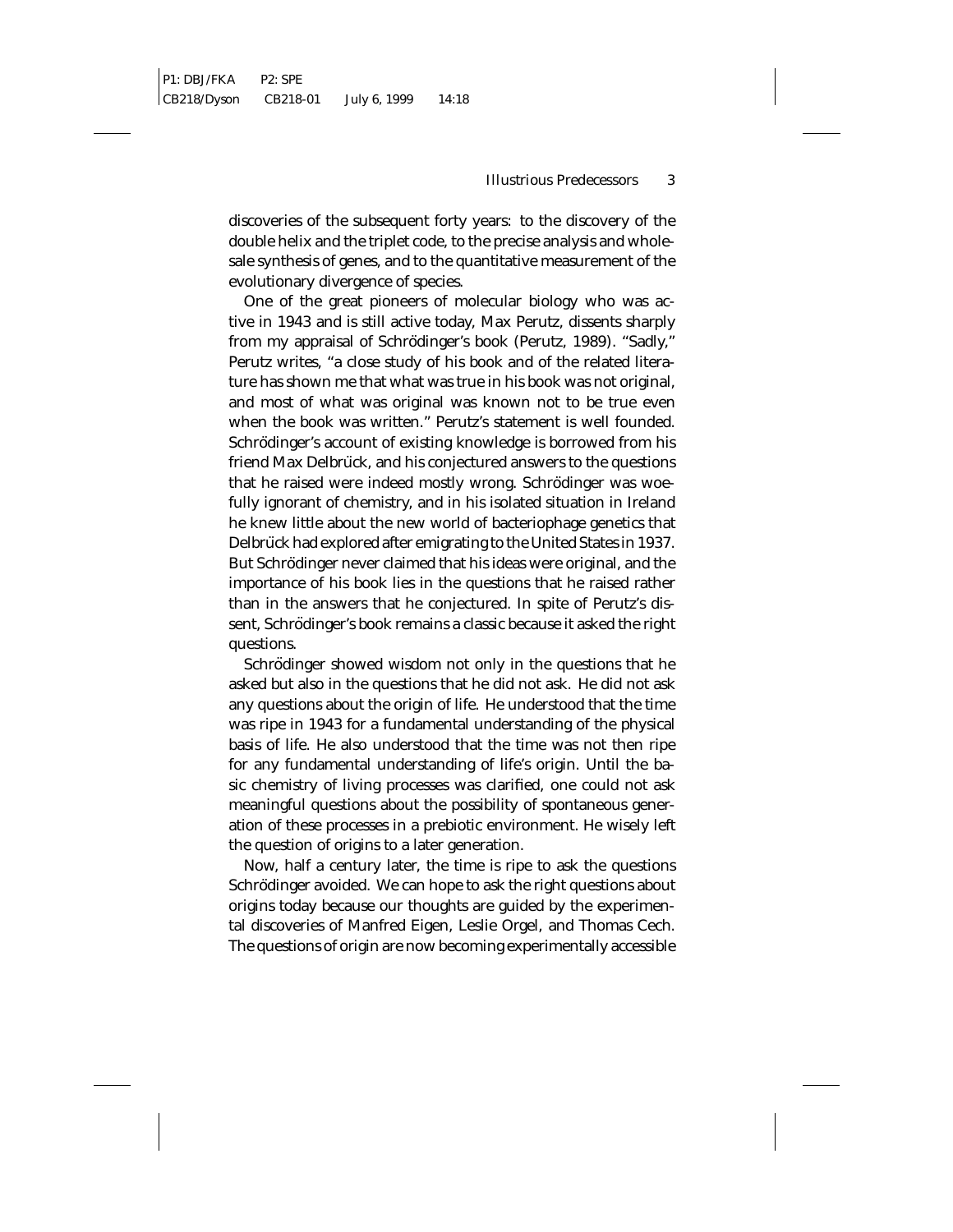discoveries of the subsequent forty years: to the discovery of the double helix and the triplet code, to the precise analysis and wholesale synthesis of genes, and to the quantitative measurement of the evolutionary divergence of species.

One of the great pioneers of molecular biology who was active in 1943 and is still active today, Max Perutz, dissents sharply from my appraisal of Schrödinger's book (Perutz, 1989). "Sadly," Perutz writes, "a close study of his book and of the related literature has shown me that what was true in his book was not original, and most of what was original was known not to be true even when the book was written." Perutz's statement is well founded. Schrödinger's account of existing knowledge is borrowed from his friend Max Delbrück, and his conjectured answers to the questions that he raised were indeed mostly wrong. Schrödinger was woefully ignorant of chemistry, and in his isolated situation in Ireland he knew little about the new world of bacteriophage genetics that Delbrück had explored after emigrating to the United States in 1937. But Schrödinger never claimed that his ideas were original, and the importance of his book lies in the questions that he raised rather than in the answers that he conjectured. In spite of Perutz's dissent, Schrödinger's book remains a classic because it asked the right questions.

Schrödinger showed wisdom not only in the questions that he asked but also in the questions that he did not ask. He did not ask any questions about the origin of life. He understood that the time was ripe in 1943 for a fundamental understanding of the physical basis of life. He also understood that the time was not then ripe for any fundamental understanding of life's origin. Until the basic chemistry of living processes was clarified, one could not ask meaningful questions about the possibility of spontaneous generation of these processes in a prebiotic environment. He wisely left the question of origins to a later generation.

Now, half a century later, the time is ripe to ask the questions Schrödinger avoided. We can hope to ask the right questions about origins today because our thoughts are guided by the experimental discoveries of Manfred Eigen, Leslie Orgel, and Thomas Cech. The questions of origin are now becoming experimentally accessible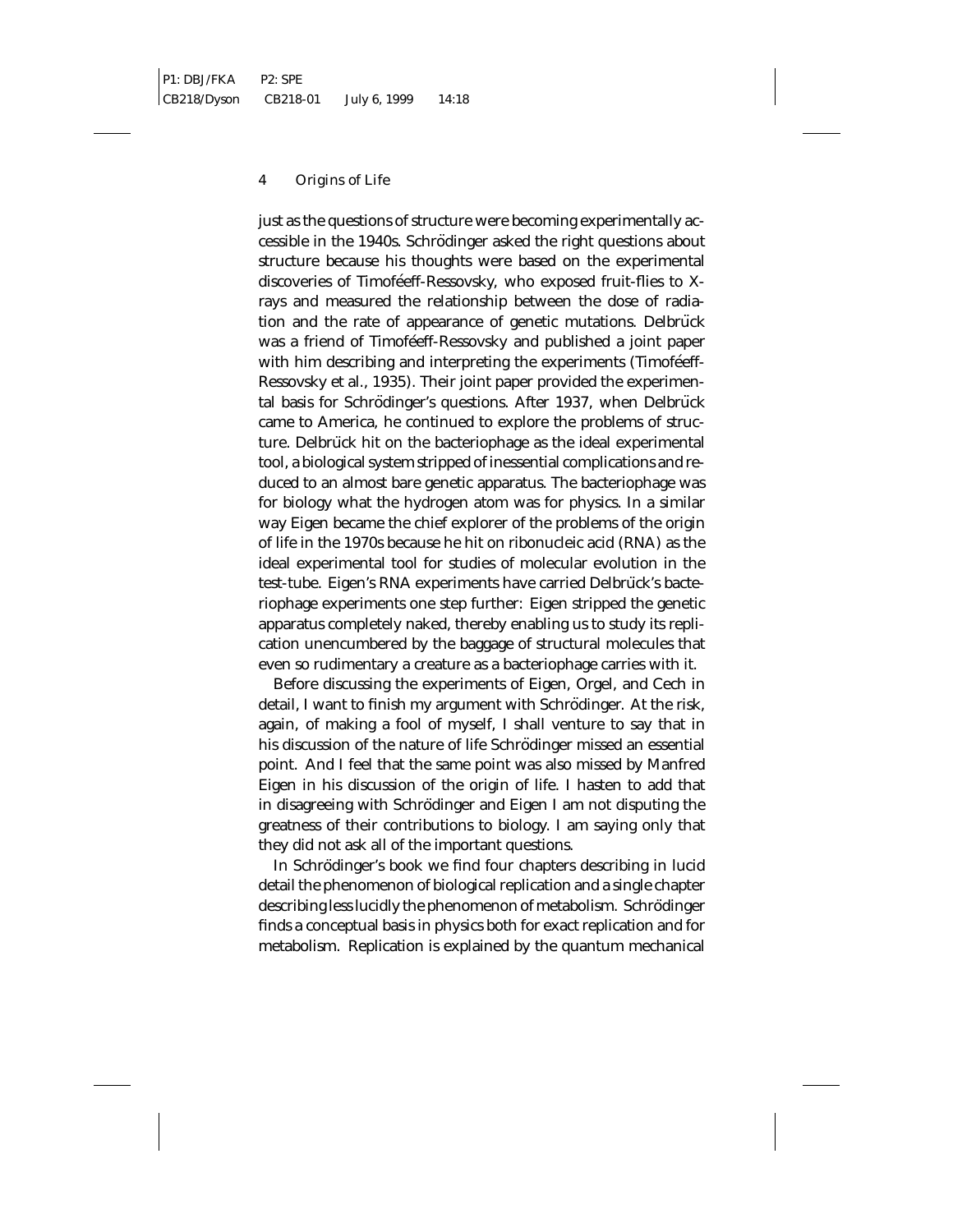just as the questions of structure were becoming experimentally accessible in the 1940s. Schrödinger asked the right questions about structure because his thoughts were based on the experimental discoveries of Timoféeff-Ressovsky, who exposed fruit-flies to X-rays and measured the relationship between the dose of radiation and the rate of appearance of genetic mutations. Delbrück was a friend of Timoféeff-Ressovsky and published a joint paper with him describing and interpreting the experiments (Timoféeff-Ressovsky et al., 1935). Their joint paper provided the experimental basis for Schrödinger's questions. After 1937, when Delbrück came to America, he continued to explore the problems of structure. Delbrück hit on the bacteriophage as the ideal experimental tool, a biological system stripped of inessential complications and reduced to an almost bare genetic apparatus. The bacteriophage was for biology what the hydrogen atom was for physics. In a similar way Eigen became the chief explorer of the problems of the origin of life in the 1970s because he hit on ribonucleic acid (RNA) as the ideal experimental tool for studies of molecular evolution in the test-tube. Eigen's RNA experiments have carried Delbrück's bacteriophage experiments one step further: Eigen stripped the genetic apparatus completely naked, thereby enabling us to study its replication unencumbered by the baggage of structural molecules that even so rudimentary a creature as a bacteriophage carries with it.

Before discussing the experiments of Eigen, Orgel, and Cech in detail, I want to finish my argument with Schrödinger. At the risk, again, of making a fool of myself, I shall venture to say that in his discussion of the nature of life Schrödinger missed an essential point. And I feel that the same point was also missed by Manfred Eigen in his discussion of the origin of life. I hasten to add that in disagreeing with Schrödinger and Eigen I am not disputing the greatness of their contributions to biology. I am saying only that they did not ask all of the important questions.

In Schrödinger's book we find four chapters describing in lucid detail the phenomenon of biological replication and a single chapter describing less lucidly the phenomenon of metabolism. Schrödinger finds a conceptual basis in physics both for exact replication and for metabolism. Replication is explained by the quantum mechanical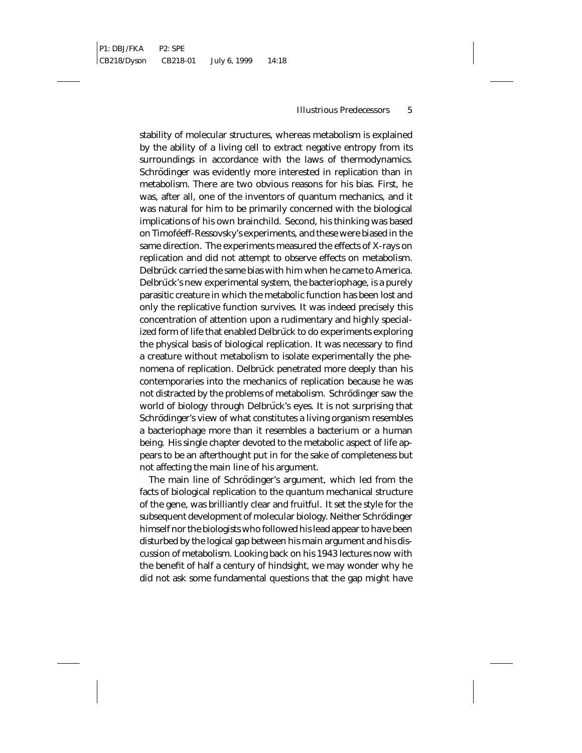stability of molecular structures, whereas metabolism is explained by the ability of a living cell to extract negative entropy from its surroundings in accordance with the laws of thermodynamics. Schrödinger was evidently more interested in replication than in metabolism. There are two obvious reasons for his bias. First, he was, after all, one of the inventors of quantum mechanics, and it was natural for him to be primarily concerned with the biological implications of his own brainchild. Second, his thinking was based on Timoféeff-Ressovsky's experiments, and these were biased in the same direction. The experiments measured the effects of X-rays on replication and did not attempt to observe effects on metabolism. Delbrück carried the same bias with him when he came to America. Delbrück's new experimental system, the bacteriophage, is a purely parasitic creature in which the metabolic function has been lost and only the replicative function survives. It was indeed precisely this concentration of attention upon a rudimentary and highly specialized form of life that enabled Delbrück to do experiments exploring the physical basis of biological replication. It was necessary to find a creature without metabolism to isolate experimentally the phenomena of replication. Delbrück penetrated more deeply than his contemporaries into the mechanics of replication because he was not distracted by the problems of metabolism. Schrödinger saw the world of biology through Delbrück's eyes. It is not surprising that Schrödinger's view of what constitutes a living organism resembles a bacteriophage more than it resembles a bacterium or a human being. His single chapter devoted to the metabolic aspect of life appears to be an afterthought put in for the sake of completeness but not affecting the main line of his argument.

The main line of Schrödinger's argument, which led from the facts of biological replication to the quantum mechanical structure of the gene, was brilliantly clear and fruitful. It set the style for the subsequent development of molecular biology. Neither Schrödinger himself nor the biologists who followed his lead appear to have been disturbed by the logical gap between his main argument and his discussion of metabolism. Looking back on his 1943 lectures now with the benefit of half a century of hindsight, we may wonder why he did not ask some fundamental questions that the gap might have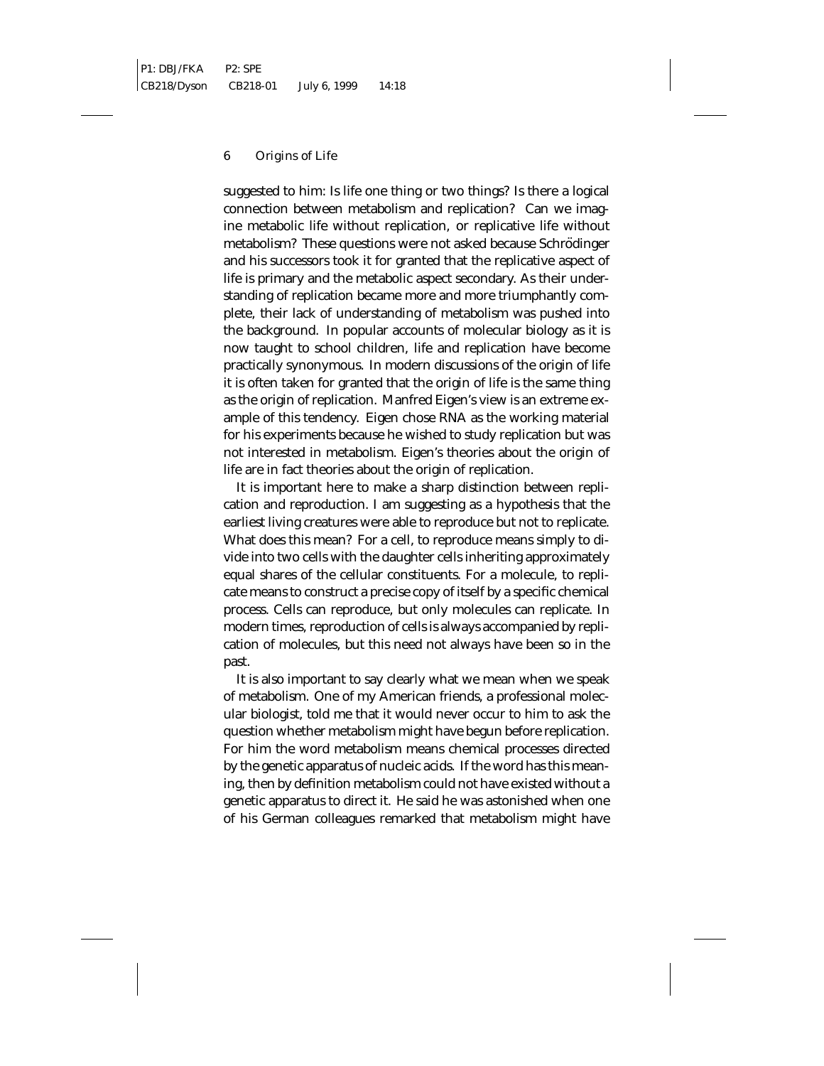suggested to him: Is life one thing or two things? Is there a logical connection between metabolism and replication? Can we imagine metabolic life without replication, or replicative life without metabolism? These questions were not asked because Schrödinger and his successors took it for granted that the replicative aspect of life is primary and the metabolic aspect secondary. As their understanding of replication became more and more triumphantly complete, their lack of understanding of metabolism was pushed into the background. In popular accounts of molecular biology as it is now taught to school children, life and replication have become practically synonymous. In modern discussions of the origin of life it is often taken for granted that the origin of life is the same thing as the origin of replication. Manfred Eigen's view is an extreme example of this tendency. Eigen chose RNA as the working material for his experiments because he wished to study replication but was not interested in metabolism. Eigen's theories about the origin of life are in fact theories about the origin of replication.

It is important here to make a sharp distinction between replication and reproduction. I am suggesting as a hypothesis that the earliest living creatures were able to reproduce but not to replicate. What does this mean? For a cell, to reproduce means simply to divide into two cells with the daughter cells inheriting approximately equal shares of the cellular constituents. For a molecule, to replicate means to construct a precise copy of itself by a specific chemical process. Cells can reproduce, but only molecules can replicate. In modern times, reproduction of cells is always accompanied by replication of molecules, but this need not always have been so in the past.

It is also important to say clearly what we mean when we speak of metabolism. One of my American friends, a professional molecular biologist, told me that it would never occur to him to ask the question whether metabolism might have begun before replication. For him the word metabolism means chemical processes directed by the genetic apparatus of nucleic acids. If the word has this meaning, then by definition metabolism could not have existed without a genetic apparatus to direct it. He said he was astonished when one of his German colleagues remarked that metabolism might have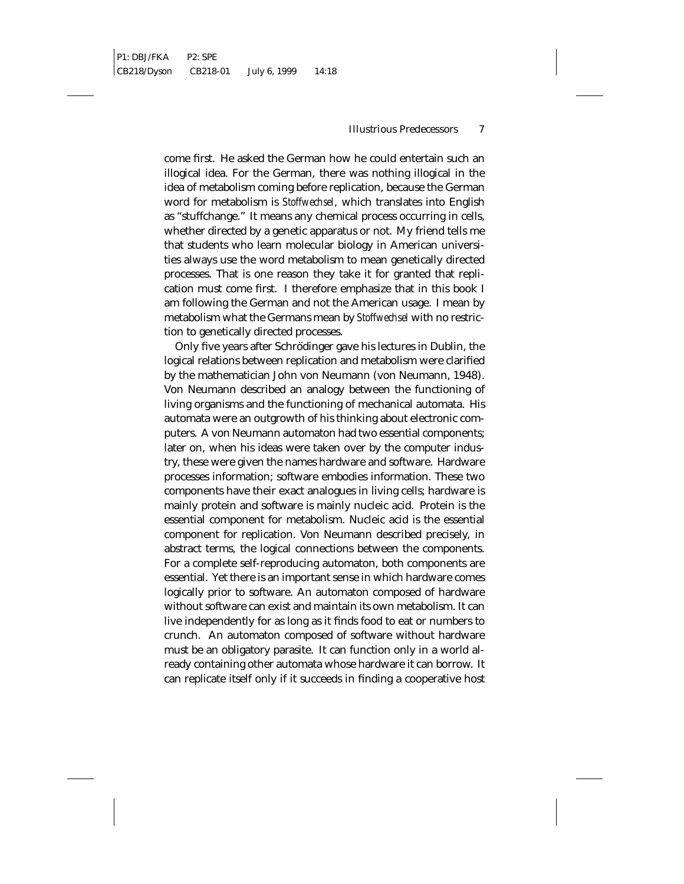come first. He asked the German how he could entertain such an illogical idea. For the German, there was nothing illogical in the idea of metabolism coming before replication, because the German word for metabolism is *Stoffwechsel*, which translates into English as "stuffchange." It means any chemical process occurring in cells, whether directed by a genetic apparatus or not. My friend tells me that students who learn molecular biology in American universities always use the word metabolism to mean genetically directed processes. That is one reason they take it for granted that replication must come first. I therefore emphasize that in this book I am following the German and not the American usage. I mean by metabolism what the Germans mean by *Stoffwechsel* with no restriction to genetically directed processes.

Only five years after Schrödinger gave his lectures in Dublin, the logical relations between replication and metabolism were clarified by the mathematician John von Neumann (von Neumann, 1948). Von Neumann described an analogy between the functioning of living organisms and the functioning of mechanical automata. His automata were an outgrowth of his thinking about electronic computers. A von Neumann automaton had two essential components; later on, when his ideas were taken over by the computer industry, these were given the names hardware and software. Hardware processes information; software embodies information. These two components have their exact analogues in living cells; hardware is mainly protein and software is mainly nucleic acid. Protein is the essential component for metabolism. Nucleic acid is the essential component for replication. Von Neumann described precisely, in abstract terms, the logical connections between the components. For a complete self-reproducing automaton, both components are essential. Yet there is an important sense in which hardware comes logically prior to software. An automaton composed of hardware without software can exist and maintain its own metabolism. It can live independently for as long as it finds food to eat or numbers to crunch. An automaton composed of software without hardware must be an obligatory parasite. It can function only in a world already containing other automata whose hardware it can borrow. It can replicate itself only if it succeeds in finding a cooperative host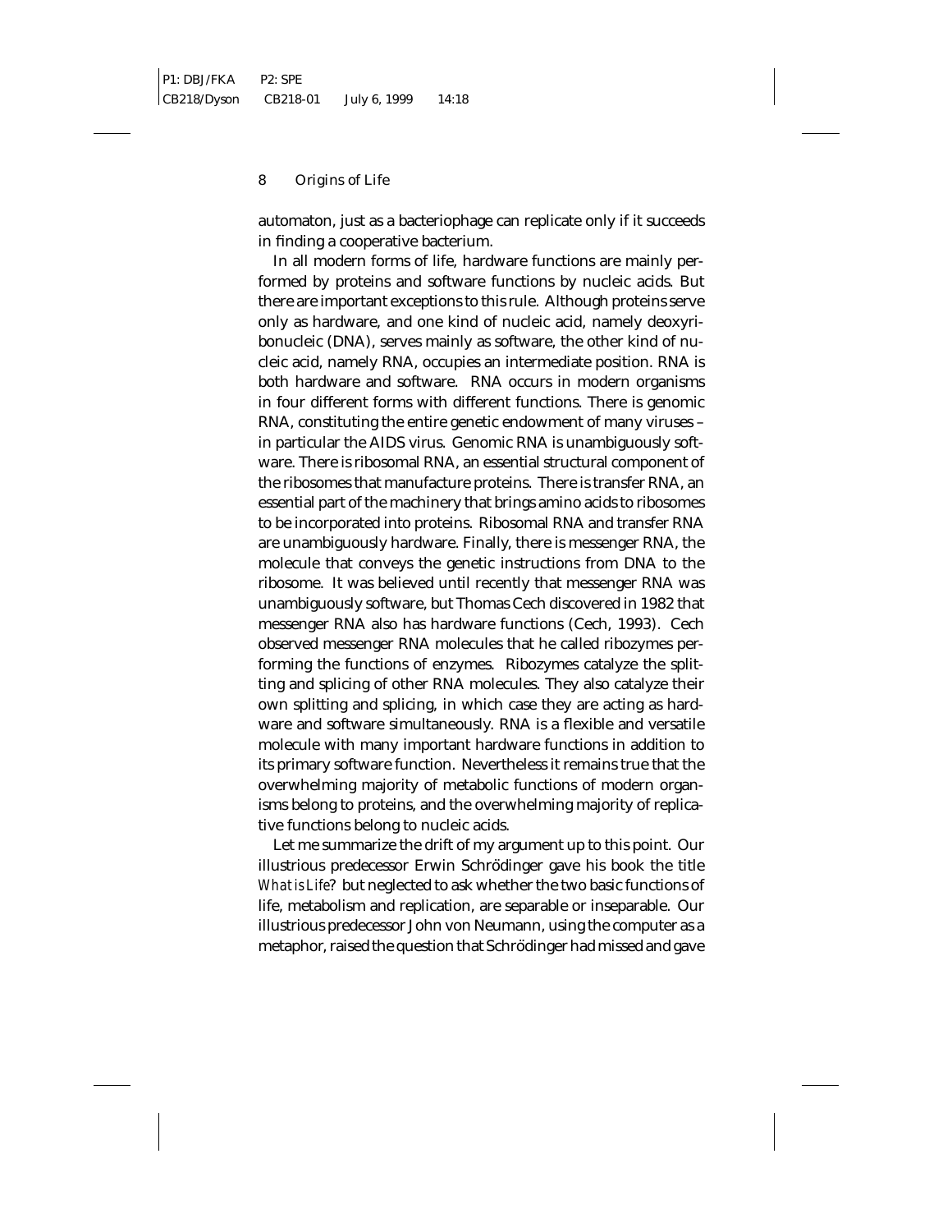automaton, just as a bacteriophage can replicate only if it succeeds in finding a cooperative bacterium.

In all modern forms of life, hardware functions are mainly performed by proteins and software functions by nucleic acids. But there are important exceptions to this rule. Although proteins serve only as hardware, and one kind of nucleic acid, namely deoxyribonucleic (DNA), serves mainly as software, the other kind of nucleic acid, namely RNA, occupies an intermediate position. RNA is both hardware and software. RNA occurs in modern organisms in four different forms with different functions. There is genomic RNA, constituting the entire genetic endowment of many viruses – in particular the AIDS virus. Genomic RNA is unambiguously software. There is ribosomal RNA, an essential structural component of the ribosomes that manufacture proteins. There is transfer RNA, an essential part of the machinery that brings amino acids to ribosomes to be incorporated into proteins. Ribosomal RNA and transfer RNA are unambiguously hardware. Finally, there is messenger RNA, the molecule that conveys the genetic instructions from DNA to the ribosome. It was believed until recently that messenger RNA was unambiguously software, but Thomas Cech discovered in 1982 that messenger RNA also has hardware functions (Cech, 1993). Cech observed messenger RNA molecules that he called ribozymes performing the functions of enzymes. Ribozymes catalyze the splitting and splicing of other RNA molecules. They also catalyze their own splitting and splicing, in which case they are acting as hardware and software simultaneously. RNA is a flexible and versatile molecule with many important hardware functions in addition to its primary software function. Nevertheless it remains true that the overwhelming majority of metabolic functions of modern organisms belong to proteins, and the overwhelming majority of replicative functions belong to nucleic acids.

Let me summarize the drift of my argument up to this point. Our illustrious predecessor Erwin Schrödinger gave his book the title *What is Life?* but neglected to ask whether the two basic functions of life, metabolism and replication, are separable or inseparable. Our illustrious predecessor John von Neumann, using the computer as a metaphor, raised the question that Schrödinger had missed and gave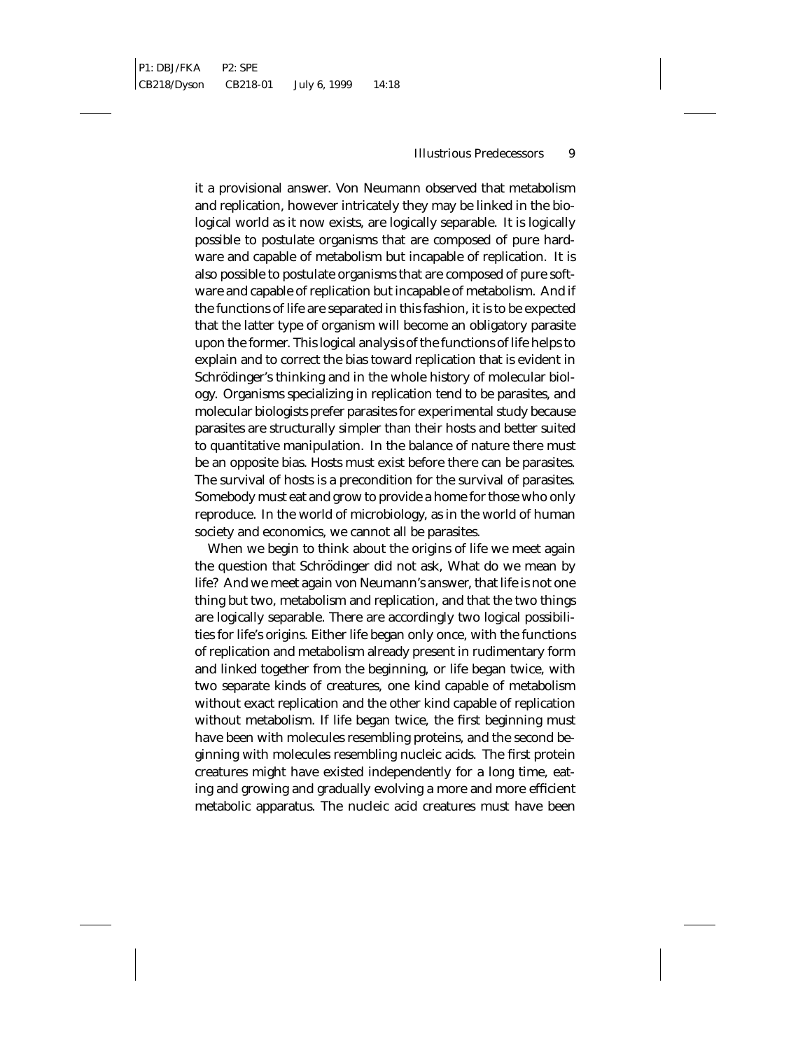it a provisional answer. Von Neumann observed that metabolism and replication, however intricately they may be linked in the biological world as it now exists, are logically separable. It is logically possible to postulate organisms that are composed of pure hardware and capable of metabolism but incapable of replication. It is also possible to postulate organisms that are composed of pure software and capable of replication but incapable of metabolism. And if the functions of life are separated in this fashion, it is to be expected that the latter type of organism will become an obligatory parasite upon the former. This logical analysis of the functions of life helps to explain and to correct the bias toward replication that is evident in Schrödinger's thinking and in the whole history of molecular biology. Organisms specializing in replication tend to be parasites, and molecular biologists prefer parasites for experimental study because parasites are structurally simpler than their hosts and better suited to quantitative manipulation. In the balance of nature there must be an opposite bias. Hosts must exist before there can be parasites. The survival of hosts is a precondition for the survival of parasites. Somebody must eat and grow to provide a home for those who only reproduce. In the world of microbiology, as in the world of human society and economics, we cannot all be parasites.

When we begin to think about the origins of life we meet again the question that Schrödinger did not ask, What do we mean by life? And we meet again von Neumann's answer, that life is not one thing but two, metabolism and replication, and that the two things are logically separable. There are accordingly two logical possibilities for life's origins. Either life began only once, with the functions of replication and metabolism already present in rudimentary form and linked together from the beginning, or life began twice, with two separate kinds of creatures, one kind capable of metabolism without exact replication and the other kind capable of replication without metabolism. If life began twice, the first beginning must have been with molecules resembling proteins, and the second beginning with molecules resembling nucleic acids. The first protein creatures might have existed independently for a long time, eating and growing and gradually evolving a more and more efficient metabolic apparatus. The nucleic acid creatures must have been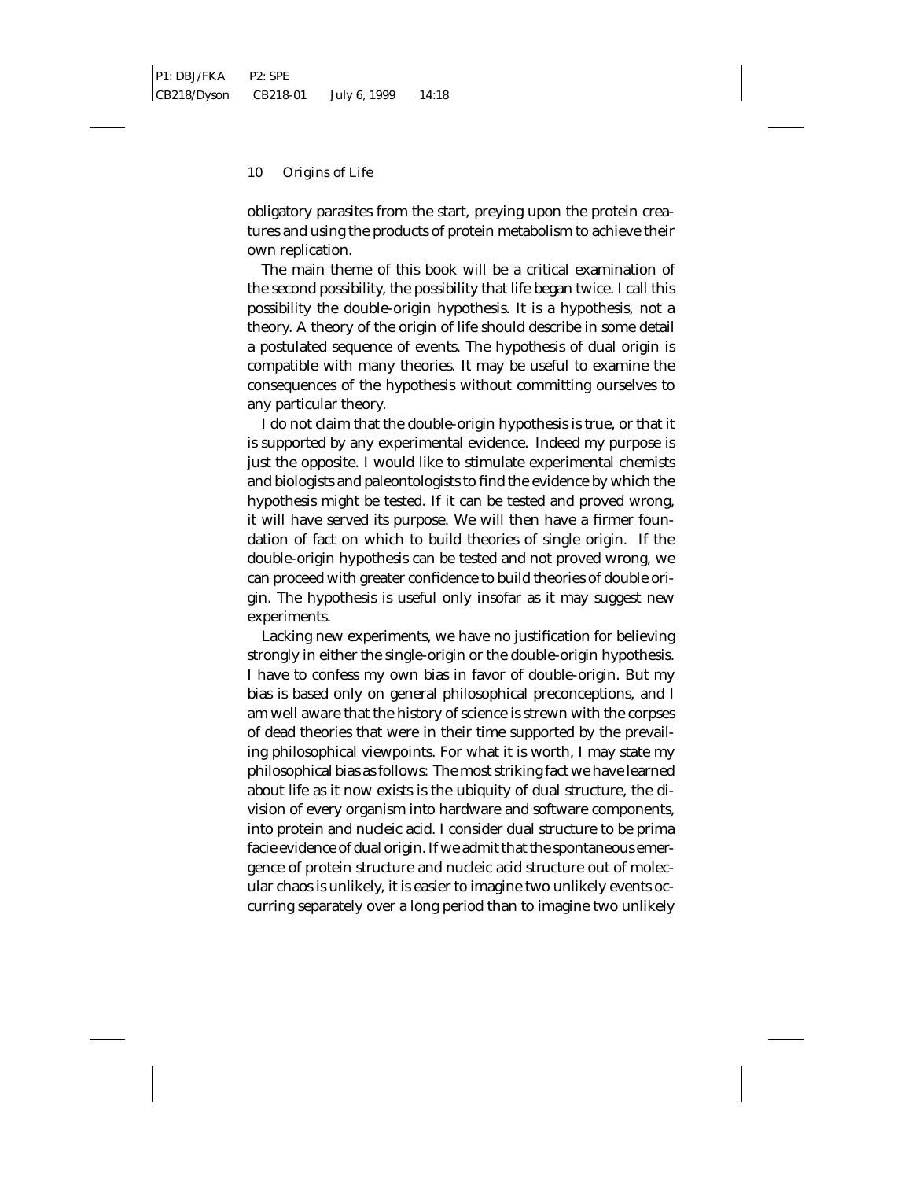obligatory parasites from the start, preying upon the protein creatures and using the products of protein metabolism to achieve their own replication.

The main theme of this book will be a critical examination of the second possibility, the possibility that life began twice. I call this possibility the double-origin hypothesis. It is a hypothesis, not a theory. A theory of the origin of life should describe in some detail a postulated sequence of events. The hypothesis of dual origin is compatible with many theories. It may be useful to examine the consequences of the hypothesis without committing ourselves to any particular theory.

I do not claim that the double-origin hypothesis is true, or that it is supported by any experimental evidence. Indeed my purpose is just the opposite. I would like to stimulate experimental chemists and biologists and paleontologists to find the evidence by which the hypothesis might be tested. If it can be tested and proved wrong, it will have served its purpose. We will then have a firmer foundation of fact on which to build theories of single origin. If the double-origin hypothesis can be tested and not proved wrong, we can proceed with greater confidence to build theories of double origin. The hypothesis is useful only insofar as it may suggest new experiments.

Lacking new experiments, we have no justification for believing strongly in either the single-origin or the double-origin hypothesis. I have to confess my own bias in favor of double-origin. But my bias is based only on general philosophical preconceptions, and I am well aware that the history of science is strewn with the corpses of dead theories that were in their time supported by the prevailing philosophical viewpoints. For what it is worth, I may state my philosophical bias as follows: The most striking fact we have learned about life as it now exists is the ubiquity of dual structure, the division of every organism into hardware and software components, into protein and nucleic acid. I consider dual structure to be prima facie evidence of dual origin. If we admit that the spontaneous emergence of protein structure and nucleic acid structure out of molecular chaos is unlikely, it is easier to imagine two unlikely events occurring separately over a long period than to imagine two unlikely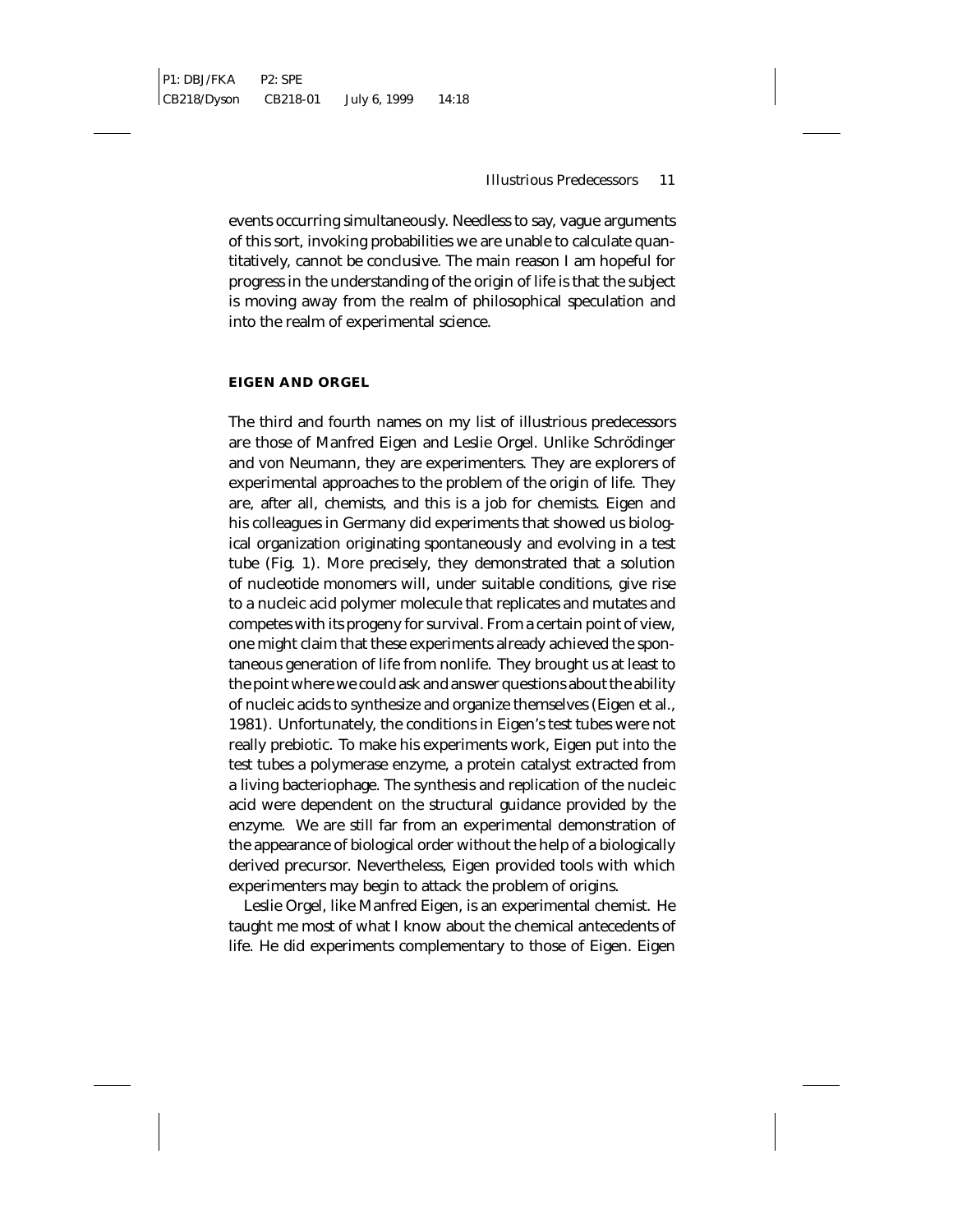events occurring simultaneously. Needless to say, vague arguments of this sort, invoking probabilities we are unable to calculate quantitatively, cannot be conclusive. The main reason I am hopeful for progress in the understanding of the origin of life is that the subject is moving away from the realm of philosophical speculation and into the realm of experimental science.

## EIGEN AND ORGEL

The third and fourth names on my list of illustrious predecessors are those of Manfred Eigen and Leslie Orgel. Unlike Schrödinger and von Neumann, they are experimenters. They are explorers of experimental approaches to the problem of the origin of life. They are, after all, chemists, and this is a job for chemists. Eigen and his colleagues in Germany did experiments that showed us biological organization originating spontaneously and evolving in a test tube (Fig. 1). More precisely, they demonstrated that a solution of nucleotide monomers will, under suitable conditions, give rise to a nucleic acid polymer molecule that replicates and mutates and competes with its progeny for survival. From a certain point of view, one might claim that these experiments already achieved the spontaneous generation of life from nonlife. They brought us at least to the point where we could ask and answer questions about the ability of nucleic acids to synthesize and organize themselves (Eigen et al., 1981). Unfortunately, the conditions in Eigen's test tubes were not really prebiotic. To make his experiments work, Eigen put into the test tubes a polymerase enzyme, a protein catalyst extracted from a living bacteriophage. The synthesis and replication of the nucleic acid were dependent on the structural guidance provided by the enzyme. We are still far from an experimental demonstration of the appearance of biological order without the help of a biologically derived precursor. Nevertheless, Eigen provided tools with which experimenters may begin to attack the problem of origins.

Leslie Orgel, like Manfred Eigen, is an experimental chemist. He taught me most of what I know about the chemical antecedents of life. He did experiments complementary to those of Eigen. Eigen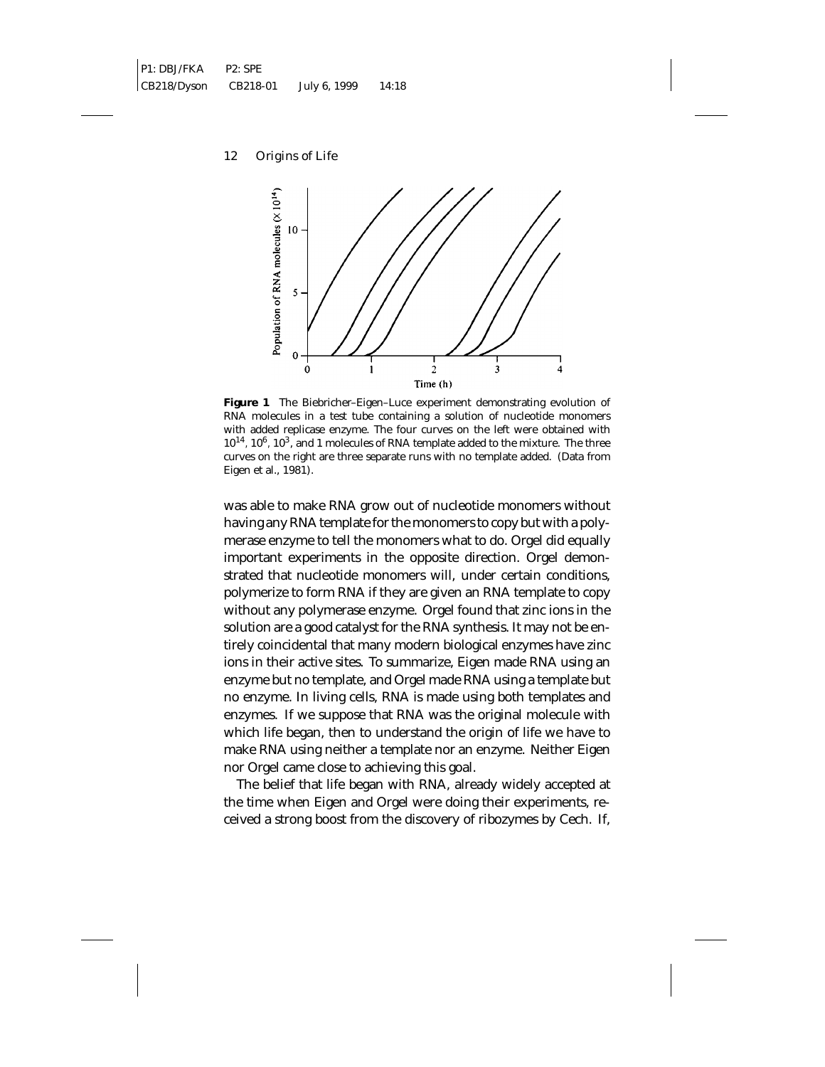**Figure 1** The Biebricher–Eigen–Luce experiment demonstrating evolution of RNA molecules in a test tube containing a solution of nucleotide monomers with added replicase enzyme. The four curves on the left were obtained with $10^{14}$, $10^{6}$, $10^{3}$, and 1 molecules of RNA template added to the mixture. The three curves on the right are three separate runs with no template added. (Data from Eigen et al., 1981).

was able to make RNA grow out of nucleotide monomers without having any RNA template for the monomers to copy but with a polymerase enzyme to tell the monomers what to do. Orgel did equally important experiments in the opposite direction. Orgel demonstrated that nucleotide monomers will, under certain conditions, polymerize to form RNA if they are given an RNA template to copy without any polymerase enzyme. Orgel found that zinc ions in the solution are a good catalyst for the RNA synthesis. It may not be entirely coincidental that many modern biological enzymes have zinc ions in their active sites. To summarize, Eigen made RNA using an enzyme but no template, and Orgel made RNA using a template but no enzyme. In living cells, RNA is made using both templates and enzymes. If we suppose that RNA was the original molecule with which life began, then to understand the origin of life we have to make RNA using neither a template nor an enzyme. Neither Eigen nor Orgel came close to achieving this goal.

The belief that life began with RNA, already widely accepted at the time when Eigen and Orgel were doing their experiments, received a strong boost from the discovery of ribozymes by Cech. If,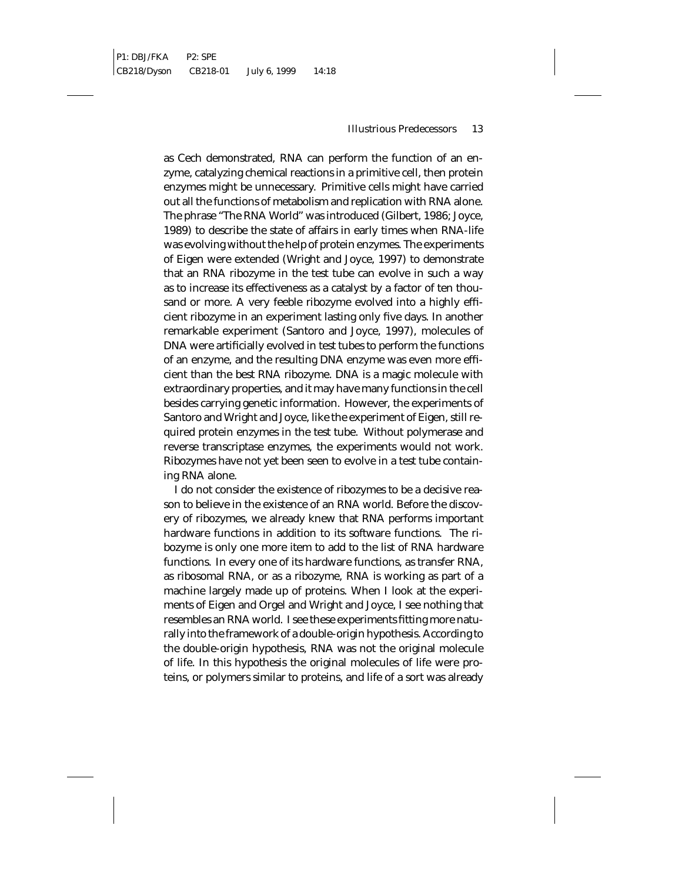as Cech demonstrated, RNA can perform the function of an enzyme, catalyzing chemical reactions in a primitive cell, then protein enzymes might be unnecessary. Primitive cells might have carried out all the functions of metabolism and replication with RNA alone. The phrase "The RNA World" was introduced (Gilbert, 1986; Joyce, 1989) to describe the state of affairs in early times when RNA-life was evolving without the help of protein enzymes. The experiments of Eigen were extended (Wright and Joyce, 1997) to demonstrate that an RNA ribozyme in the test tube can evolve in such a way as to increase its effectiveness as a catalyst by a factor of ten thousand or more. A very feeble ribozyme evolved into a highly efficient ribozyme in an experiment lasting only five days. In another remarkable experiment (Santoro and Joyce, 1997), molecules of DNA were artificially evolved in test tubes to perform the functions of an enzyme, and the resulting DNA enzyme was even more efficient than the best RNA ribozyme. DNA is a magic molecule with extraordinary properties, and it may have many functions in the cell besides carrying genetic information. However, the experiments of Santoro and Wright and Joyce, like the experiment of Eigen, still required protein enzymes in the test tube. Without polymerase and reverse transcriptase enzymes, the experiments would not work. Ribozymes have not yet been seen to evolve in a test tube containing RNA alone.

I do not consider the existence of ribozymes to be a decisive reason to believe in the existence of an RNA world. Before the discovery of ribozymes, we already knew that RNA performs important hardware functions in addition to its software functions. The ribozyme is only one more item to add to the list of RNA hardware functions. In every one of its hardware functions, as transfer RNA, as ribosomal RNA, or as a ribozyme, RNA is working as part of a machine largely made up of proteins. When I look at the experiments of Eigen and Orgel and Wright and Joyce, I see nothing that resembles an RNA world. I see these experiments fitting more naturally into the framework of a double-origin hypothesis. According to the double-origin hypothesis, RNA was not the original molecule of life. In this hypothesis the original molecules of life were proteins, or polymers similar to proteins, and life of a sort was already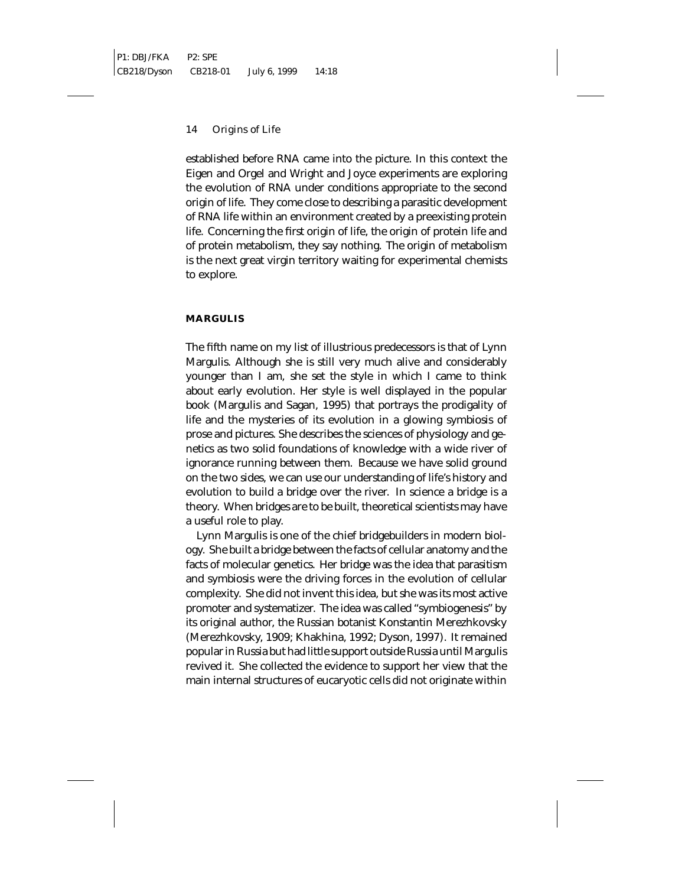established before RNA came into the picture. In this context the Eigen and Orgel and Wright and Joyce experiments are exploring the evolution of RNA under conditions appropriate to the second origin of life. They come close to describing a parasitic development of RNA life within an environment created by a preexisting protein life. Concerning the first origin of life, the origin of protein life and of protein metabolism, they say nothing. The origin of metabolism is the next great virgin territory waiting for experimental chemists to explore.

## MARGULIS

The fifth name on my list of illustrious predecessors is that of Lynn Margulis. Although she is still very much alive and considerably younger than I am, she set the style in which I came to think about early evolution. Her style is well displayed in the popular book (Margulis and Sagan, 1995) that portrays the prodigality of life and the mysteries of its evolution in a glowing symbiosis of prose and pictures. She describes the sciences of physiology and genetics as two solid foundations of knowledge with a wide river of ignorance running between them. Because we have solid ground on the two sides, we can use our understanding of life's history and evolution to build a bridge over the river. In science a bridge is a theory. When bridges are to be built, theoretical scientists may have a useful role to play.

Lynn Margulis is one of the chief bridgebuilders in modern biology. She built a bridge between the facts of cellular anatomy and the facts of molecular genetics. Her bridge was the idea that parasitism and symbiosis were the driving forces in the evolution of cellular complexity. She did not invent this idea, but she was its most active promoter and systematizer. The idea was called "symbiogenesis" by its original author, the Russian botanist Konstantin Merezhkovsky (Merezhkovsky, 1909; Khakhina, 1992; Dyson, 1997). It remained popular in Russia but had little support outside Russia until Margulis revived it. She collected the evidence to support her view that the main internal structures of eucaryotic cells did not originate within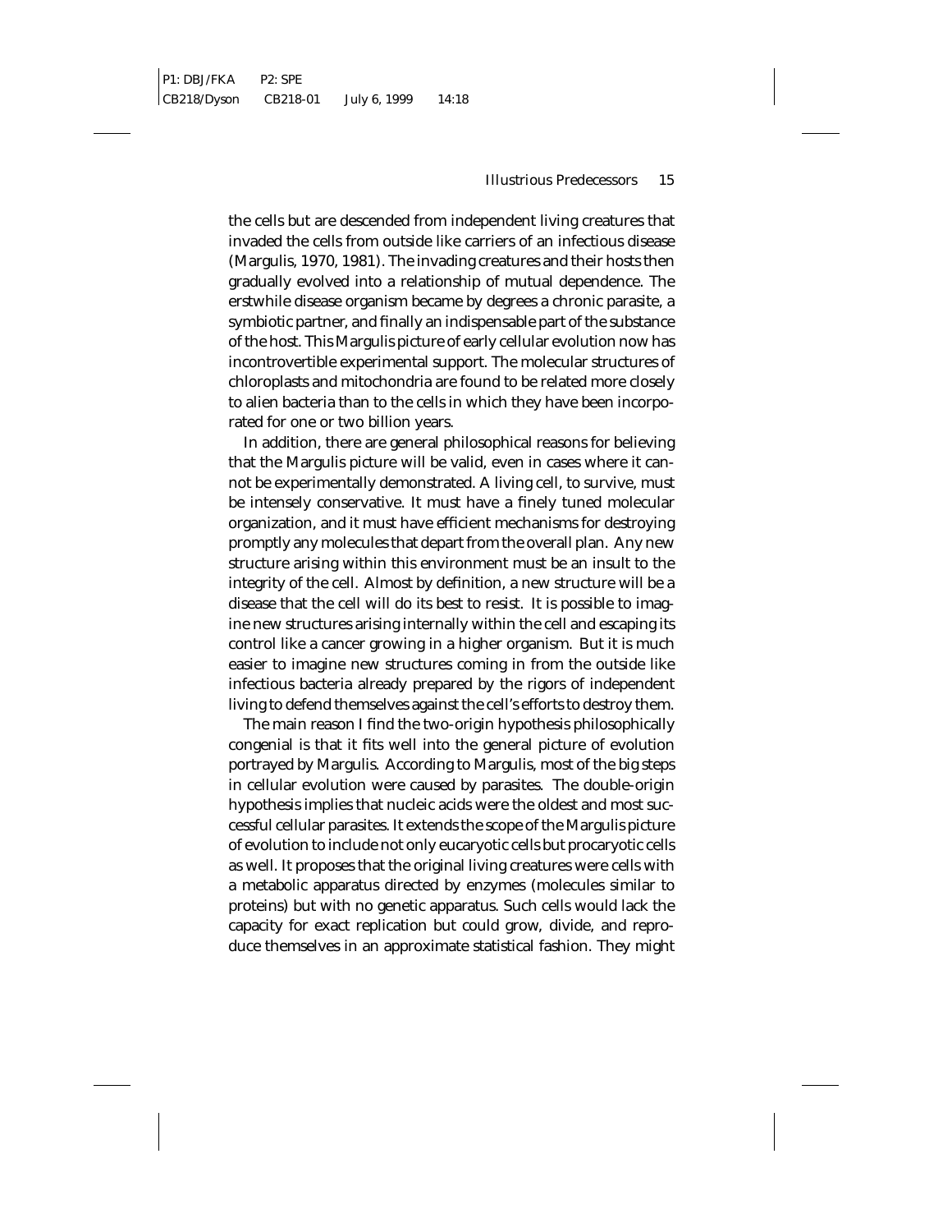the cells but are descended from independent living creatures that invaded the cells from outside like carriers of an infectious disease (Margulis, 1970, 1981). The invading creatures and their hosts then gradually evolved into a relationship of mutual dependence. The erstwhile disease organism became by degrees a chronic parasite, a symbiotic partner, and finally an indispensable part of the substance of the host. This Margulis picture of early cellular evolution now has incontrovertible experimental support. The molecular structures of chloroplasts and mitochondria are found to be related more closely to alien bacteria than to the cells in which they have been incorporated for one or two billion years.

In addition, there are general philosophical reasons for believing that the Margulis picture will be valid, even in cases where it cannot be experimentally demonstrated. A living cell, to survive, must be intensely conservative. It must have a finely tuned molecular organization, and it must have efficient mechanisms for destroying promptly any molecules that depart from the overall plan. Any new structure arising within this environment must be an insult to the integrity of the cell. Almost by definition, a new structure will be a disease that the cell will do its best to resist. It is possible to imagine new structures arising internally within the cell and escaping its control like a cancer growing in a higher organism. But it is much easier to imagine new structures coming in from the outside like infectious bacteria already prepared by the rigors of independent living to defend themselves against the cell's efforts to destroy them.

The main reason I find the two-origin hypothesis philosophically congenial is that it fits well into the general picture of evolution portrayed by Margulis. According to Margulis, most of the big steps in cellular evolution were caused by parasites. The double-origin hypothesis implies that nucleic acids were the oldest and most successful cellular parasites. It extends the scope of the Margulis picture of evolution to include not only eucaryotic cells but procaryotic cells as well. It proposes that the original living creatures were cells with a metabolic apparatus directed by enzymes (molecules similar to proteins) but with no genetic apparatus. Such cells would lack the capacity for exact replication but could grow, divide, and reproduce themselves in an approximate statistical fashion. They might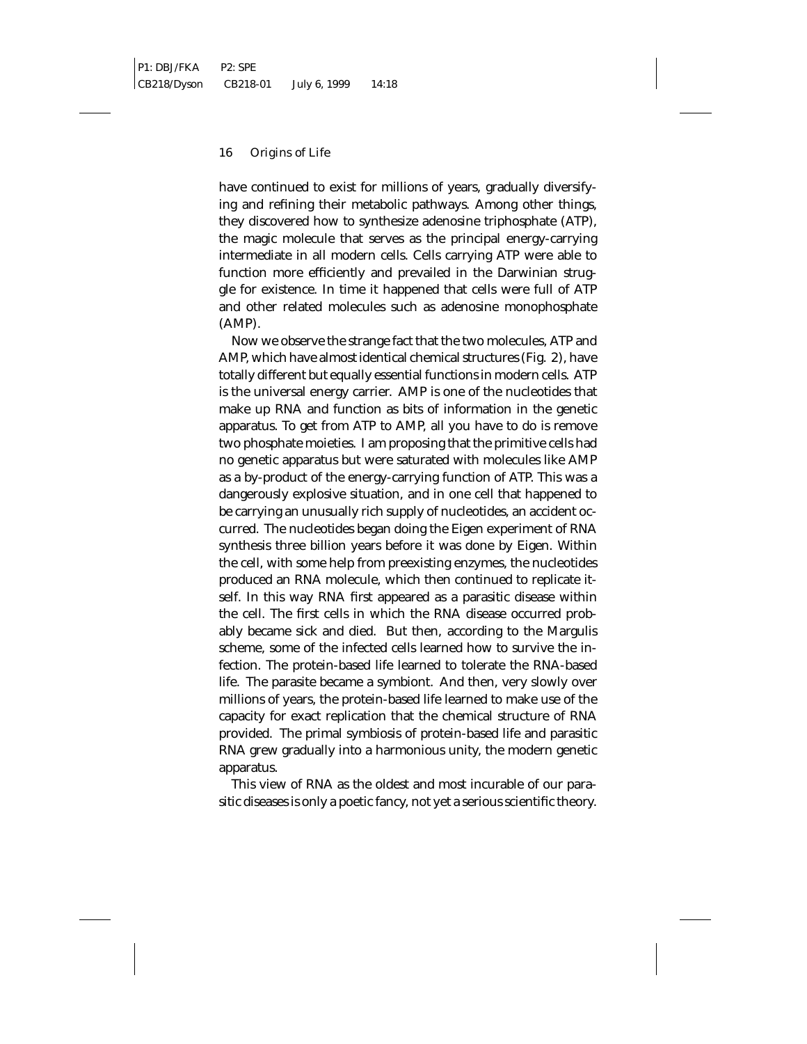have continued to exist for millions of years, gradually diversifying and refining their metabolic pathways. Among other things, they discovered how to synthesize adenosine triphosphate (ATP), the magic molecule that serves as the principal energy-carrying intermediate in all modern cells. Cells carrying ATP were able to function more efficiently and prevailed in the Darwinian struggle for existence. In time it happened that cells were full of ATP and other related molecules such as adenosine monophosphate (AMP).

Now we observe the strange fact that the two molecules, ATP and AMP, which have almost identical chemical structures (Fig. 2), have totally different but equally essential functions in modern cells. ATP is the universal energy carrier. AMP is one of the nucleotides that make up RNA and function as bits of information in the genetic apparatus. To get from ATP to AMP, all you have to do is remove two phosphate moieties. I am proposing that the primitive cells had no genetic apparatus but were saturated with molecules like AMP as a by-product of the energy-carrying function of ATP. This was a dangerously explosive situation, and in one cell that happened to be carrying an unusually rich supply of nucleotides, an accident occurred. The nucleotides began doing the Eigen experiment of RNA synthesis three billion years before it was done by Eigen. Within the cell, with some help from preexisting enzymes, the nucleotides produced an RNA molecule, which then continued to replicate itself. In this way RNA first appeared as a parasitic disease within the cell. The first cells in which the RNA disease occurred probably became sick and died. But then, according to the Margulis scheme, some of the infected cells learned how to survive the infection. The protein-based life learned to tolerate the RNA-based life. The parasite became a symbiont. And then, very slowly over millions of years, the protein-based life learned to make use of the capacity for exact replication that the chemical structure of RNA provided. The primal symbiosis of protein-based life and parasitic RNA grew gradually into a harmonious unity, the modern genetic apparatus.

This view of RNA as the oldest and most incurable of our parasitic diseases is only a poetic fancy, not yet a serious scientific theory.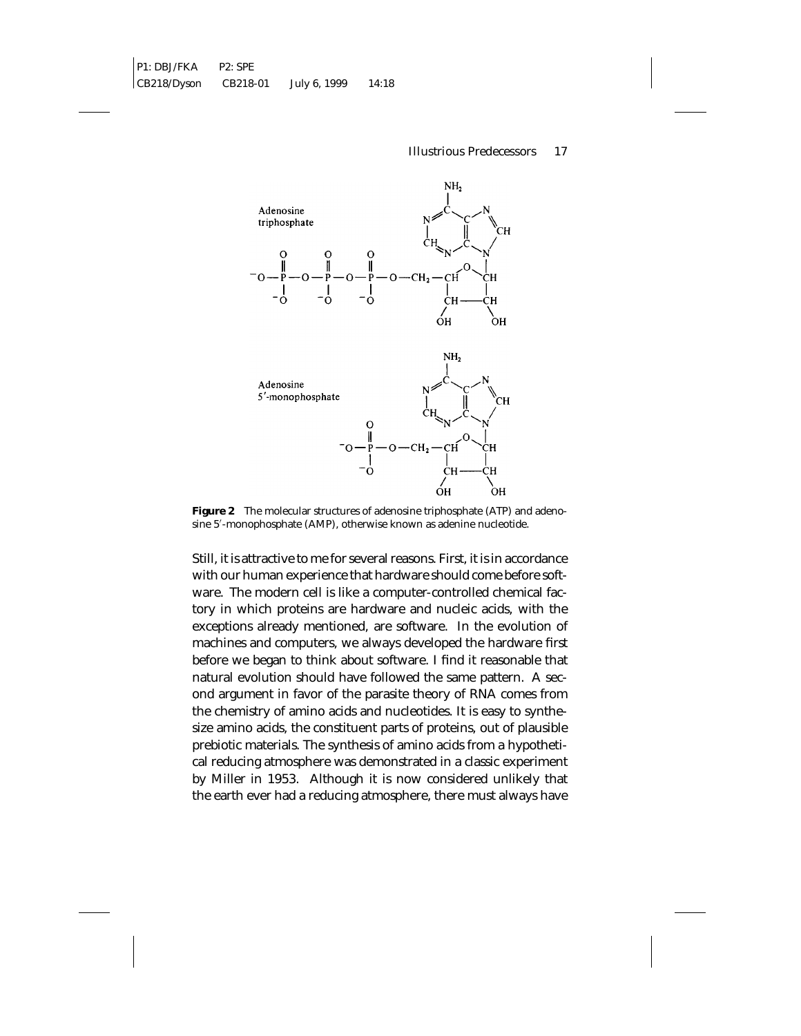**Figure 2** The molecular structures of adenosine triphosphate (ATP) and adenosine 5′-monophosphate (AMP), otherwise known as adenine nucleotide.

Still, it is attractive to me for several reasons. First, it is in accordance with our human experience that hardware should come before software. The modern cell is like a computer-controlled chemical factory in which proteins are hardware and nucleic acids, with the exceptions already mentioned, are software. In the evolution of machines and computers, we always developed the hardware first before we began to think about software. I find it reasonable that natural evolution should have followed the same pattern. A second argument in favor of the parasite theory of RNA comes from the chemistry of amino acids and nucleotides. It is easy to synthesize amino acids, the constituent parts of proteins, out of plausible prebiotic materials. The synthesis of amino acids from a hypothetical reducing atmosphere was demonstrated in a classic experiment by Miller in 1953. Although it is now considered unlikely that the earth ever had a reducing atmosphere, there must always have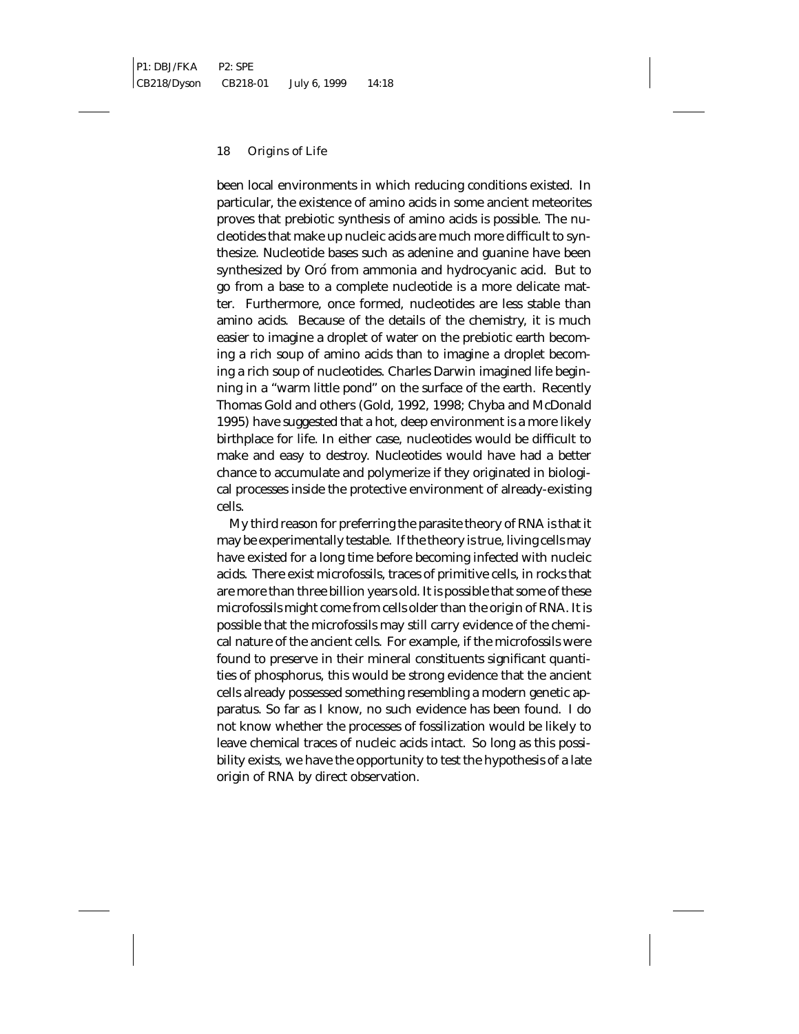been local environments in which reducing conditions existed. In particular, the existence of amino acids in some ancient meteorites proves that prebiotic synthesis of amino acids is possible. The nucleotides that make up nucleic acids are much more difficult to synthesize. Nucleotide bases such as adenine and guanine have been synthesized by Oró from ammonia and hydrocyanic acid. But to go from a base to a complete nucleotide is a more delicate matter. Furthermore, once formed, nucleotides are less stable than amino acids. Because of the details of the chemistry, it is much easier to imagine a droplet of water on the prebiotic earth becoming a rich soup of amino acids than to imagine a droplet becoming a rich soup of nucleotides. Charles Darwin imagined life beginning in a "warm little pond" on the surface of the earth. Recently Thomas Gold and others (Gold, 1992, 1998; Chyba and McDonald 1995) have suggested that a hot, deep environment is a more likely birthplace for life. In either case, nucleotides would be difficult to make and easy to destroy. Nucleotides would have had a better chance to accumulate and polymerize if they originated in biological processes inside the protective environment of already-existing cells.

My third reason for preferring the parasite theory of RNA is that it may be experimentally testable. If the theory is true, living cells may have existed for a long time before becoming infected with nucleic acids. There exist microfossils, traces of primitive cells, in rocks that are more than three billion years old. It is possible that some of these microfossils might come from cells older than the origin of RNA. It is possible that the microfossils may still carry evidence of the chemical nature of the ancient cells. For example, if the microfossils were found to preserve in their mineral constituents significant quantities of phosphorus, this would be strong evidence that the ancient cells already possessed something resembling a modern genetic apparatus. So far as I know, no such evidence has been found. I do not know whether the processes of fossilization would be likely to leave chemical traces of nucleic acids intact. So long as this possibility exists, we have the opportunity to test the hypothesis of a late origin of RNA by direct observation.